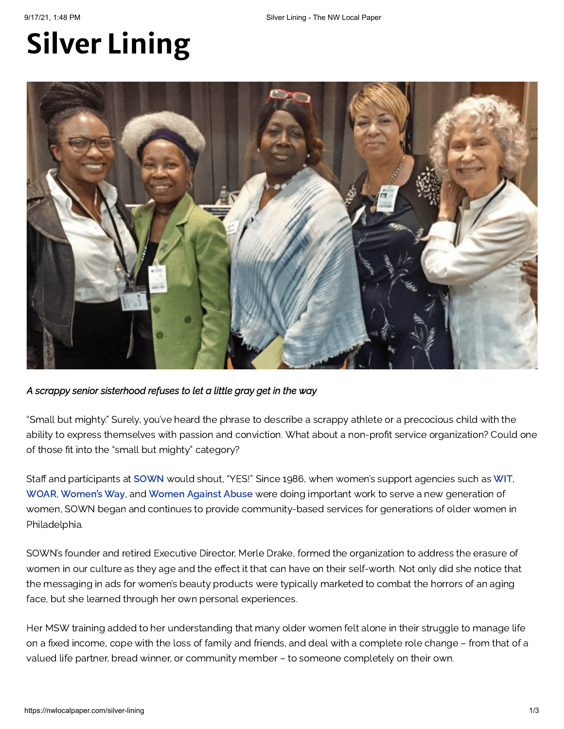# Silver Lining

*A scrappy senior sisterhood refuses to let a little gray get in the way*

"Small but mighty." Surely, you've heard the phrase to describe a scrappy athlete or a precocious child with the ability to express themselves with passion and conviction. What about a non-profit service organization? Could one of those fit into the "small but mighty" category?

Staff and participants at **SOWN** would shout, "YES!" Since 1986, when women's support agencies such as **WIT**, **WOAR**, **Women's Way**, and **Women Against Abuse** were doing important work to serve a new generation of women, SOWN began and continues to provide community-based services for generations of older women in Philadelphia.

SOWN's founder and retired Executive Director, Merle Drake, formed the organization to address the erasure of women in our culture as they age and the effect it that can have on their self-worth. Not only did she notice that the messaging in ads for women's beauty products were typically marketed to combat the horrors of an aging face, but she learned through her own personal experiences.

Her MSW training added to her understanding that many older women felt alone in their struggle to manage life on a fixed income, cope with the loss of family and friends, and deal with a complete role change – from that of a valued life partner, bread winner, or community member – to someone completely on their own.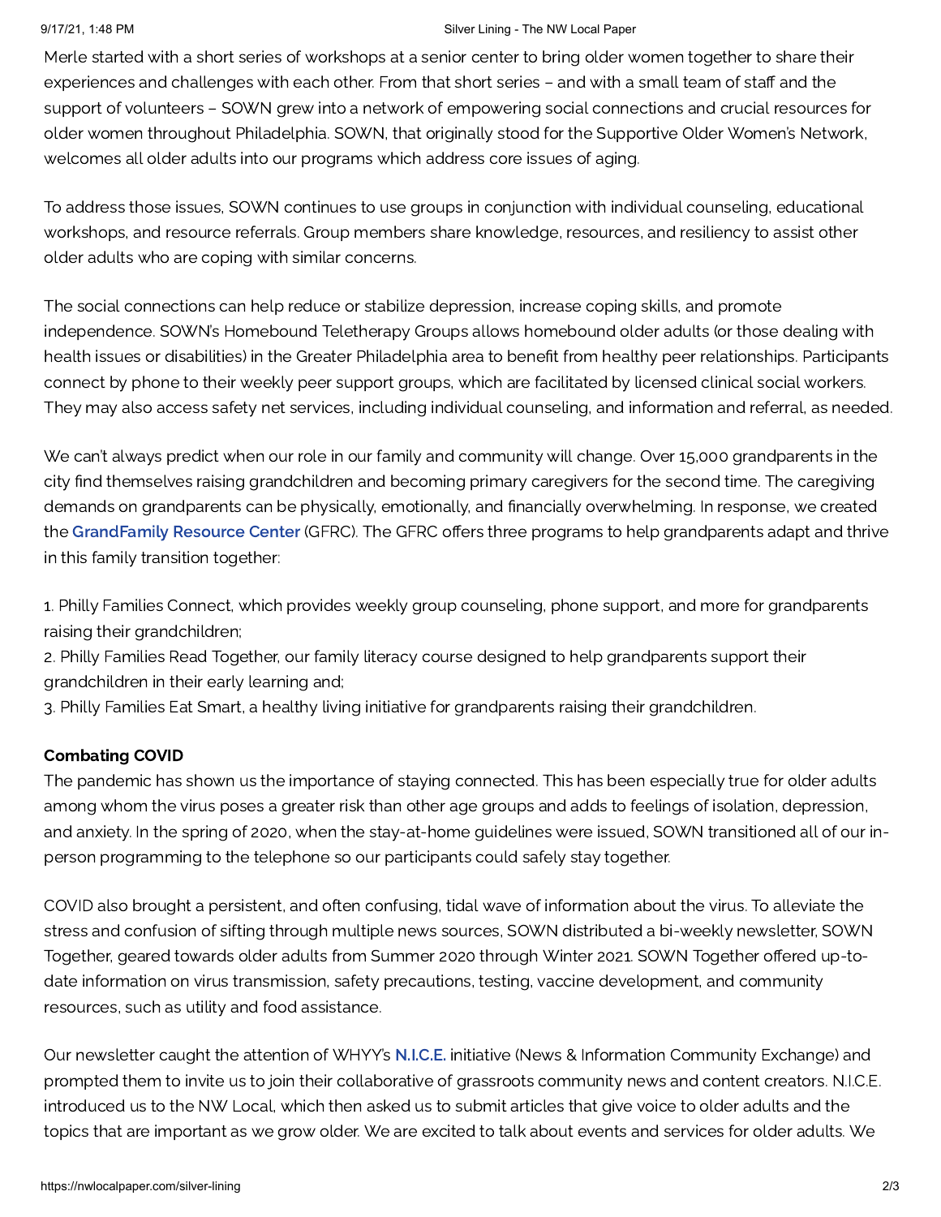Merle started with a short series of workshops at a senior center to bring older women together to share their experiences and challenges with each other. From that short series – and with a small team of staff and the support of volunteers – SOWN grew into a network of empowering social connections and crucial resources for older women throughout Philadelphia. SOWN, that originally stood for the Supportive Older Women's Network, welcomes all older adults into our programs which address core issues of aging.

To address those issues, SOWN continues to use groups in conjunction with individual counseling, educational workshops, and resource referrals. Group members share knowledge, resources, and resiliency to assist other older adults who are coping with similar concerns.

The social connections can help reduce or stabilize depression, increase coping skills, and promote independence. SOWN's Homebound Teletherapy Groups allows homebound older adults (or those dealing with health issues or disabilities) in the Greater Philadelphia area to benefit from healthy peer relationships. Participants connect by phone to their weekly peer support groups, which are facilitated by licensed clinical social workers. They may also access safety net services, including individual counseling, and information and referral, as needed.

We can't always predict when our role in our family and community will change. Over 15,000 grandparents in the city find themselves raising grandchildren and becoming primary caregivers for the second time. The caregiving demands on grandparents can be physically, emotionally, and financially overwhelming. In response, we created the **GrandFamily Resource Center** (GFRC). The GFRC offers three programs to help grandparents adapt and thrive in this family transition together:

1. Philly Families Connect, which provides weekly group counseling, phone support, and more for grandparents raising their grandchildren;
2. Philly Families Read Together, our family literacy course designed to help grandparents support their grandchildren in their early learning and;
3. Philly Families Eat Smart, a healthy living initiative for grandparents raising their grandchildren.

**Combating COVID**

The pandemic has shown us the importance of staying connected. This has been especially true for older adults among whom the virus poses a greater risk than other age groups and adds to feelings of isolation, depression, and anxiety. In the spring of 2020, when the stay-at-home guidelines were issued, SOWN transitioned all of our in-person programming to the telephone so our participants could safely stay together.

COVID also brought a persistent, and often confusing, tidal wave of information about the virus. To alleviate the stress and confusion of sifting through multiple news sources, SOWN distributed a bi-weekly newsletter, SOWN Together, geared towards older adults from Summer 2020 through Winter 2021. SOWN Together offered up-to-date information on virus transmission, safety precautions, testing, vaccine development, and community resources, such as utility and food assistance.

Our newsletter caught the attention of WHYY's **N.I.C.E.** initiative (News & Information Community Exchange) and prompted them to invite us to join their collaborative of grassroots community news and content creators. N.I.C.E. introduced us to the NW Local, which then asked us to submit articles that give voice to older adults and the topics that are important as we grow older. We are excited to talk about events and services for older adults. We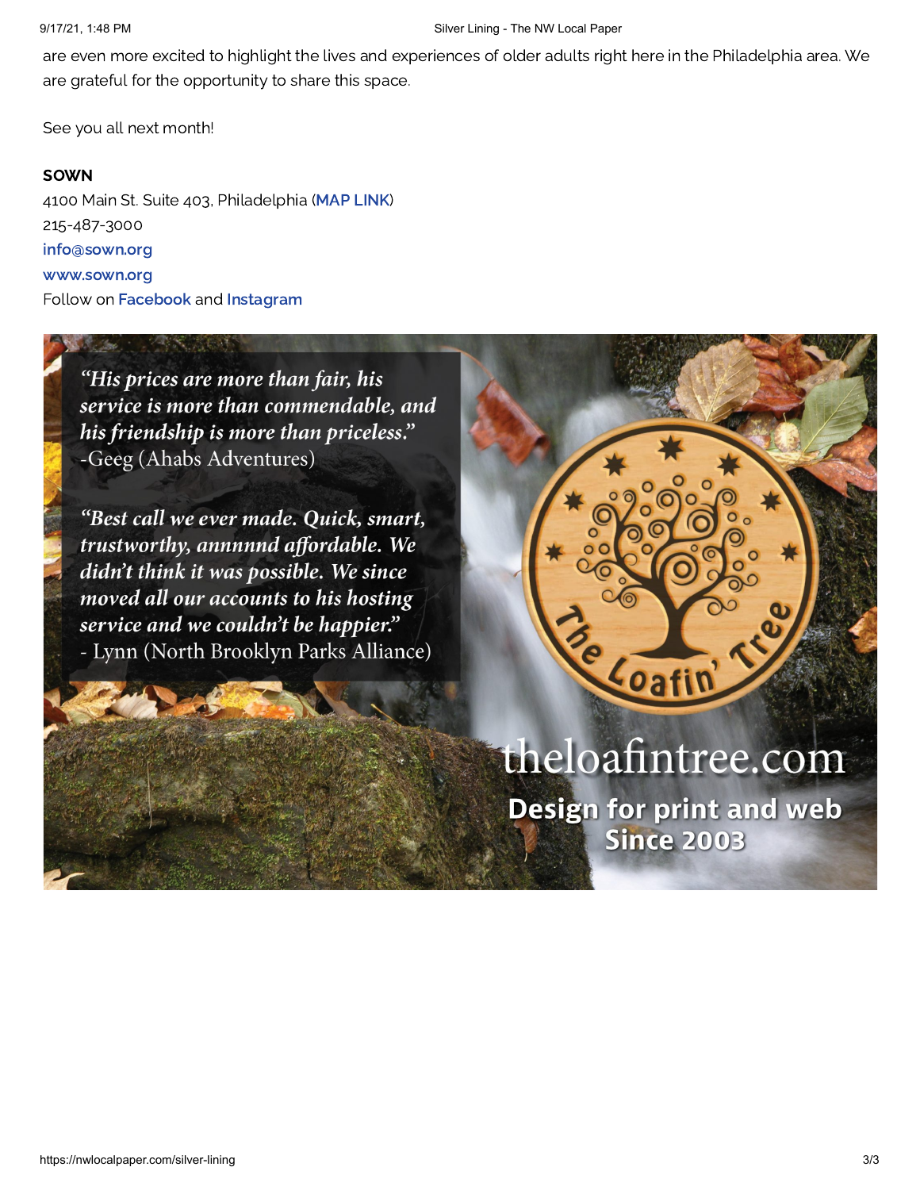are even more excited to highlight the lives and experiences of older adults right here in the Philadelphia area. We are grateful for the opportunity to share this space.

See you all next month!

**SOWN**
4100 Main St. Suite 403, Philadelphia (MAP LINK)
215-487-3000
info@sown.org
www.sown.org
Follow on Facebook and Instagram

*"His prices are more than fair, his service is more than commendable, and his friendship is more than priceless."*
-Geeg (Ahabs Adventures)

*"Best call we ever made. Quick, smart, trustworthy, annnnnd affordable. We didn't think it was possible. We since moved all our accounts to his hosting service and we couldn't be happier."*
- Lynn (North Brooklyn Parks Alliance)

The Loafin' Tree

theloafintree.com

**Design for print and web**
**Since 2003**